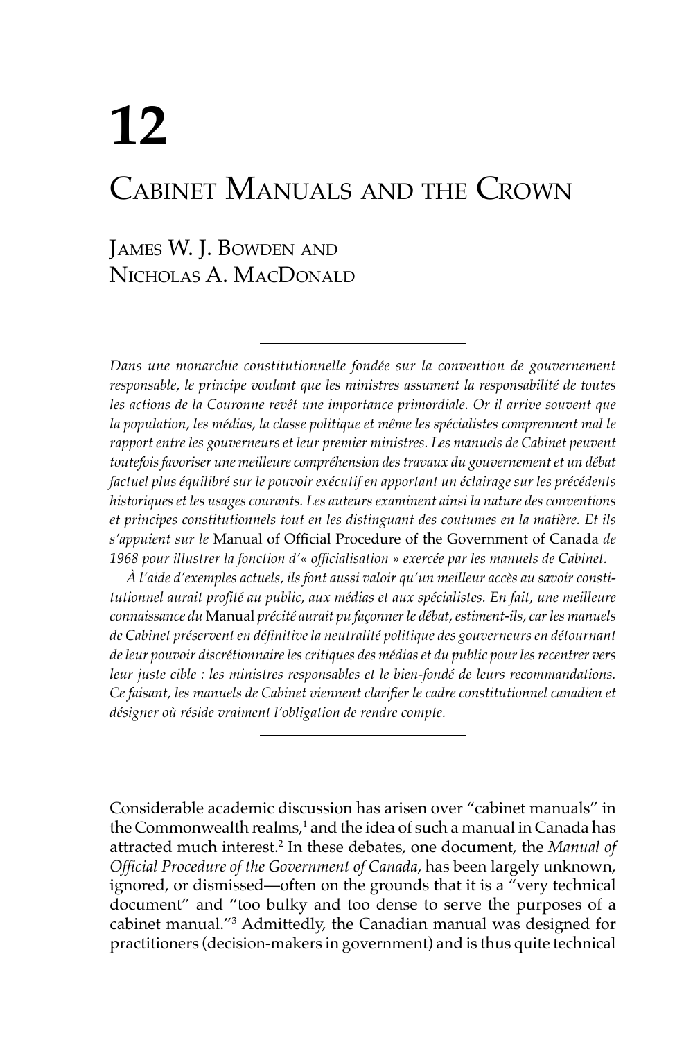# 12

# Cabinet Manuals and the Crown

James W. J. Bowden and Nicholas A. MacDonald

---

*Dans une monarchie constitutionnelle fondée sur la convention de gouvernement responsable, le principe voulant que les ministres assument la responsabilité de toutes les actions de la Couronne revêt une importance primordiale. Or il arrive souvent que la population, les médias, la classe politique et même les spécialistes comprennent mal le rapport entre les gouverneurs et leur premier ministres. Les manuels de Cabinet peuvent toutefois favoriser une meilleure compréhension des travaux du gouvernement et un débat factuel plus équilibré sur le pouvoir exécutif en apportant un éclairage sur les précédents historiques et les usages courants. Les auteurs examinent ainsi la nature des conventions et principes constitutionnels tout en les distinguant des coutumes en la matière. Et ils s'appuient sur le* Manual of Official Procedure of the Government of Canada *de 1968 pour illustrer la fonction d'« officialisation » exercée par les manuels de Cabinet.*

*À l'aide d'exemples actuels, ils font aussi valoir qu'un meilleur accès au savoir constitutionnel aurait profité au public, aux médias et aux spécialistes. En fait, une meilleure connaissance du* Manual *précité aurait pu façonner le débat, estiment-ils, car les manuels de Cabinet préservent en définitive la neutralité politique des gouverneurs en détournant de leur pouvoir discrétionnaire les critiques des médias et du public pour les recentrer vers leur juste cible : les ministres responsables et le bien-fondé de leurs recommandations. Ce faisant, les manuels de Cabinet viennent clarifier le cadre constitutionnel canadien et désigner où réside vraiment l'obligation de rendre compte.*

---

Considerable academic discussion has arisen over "cabinet manuals" in the Commonwealth realms,[1] and the idea of such a manual in Canada has attracted much interest.[2] In these debates, one document, the *Manual of Official Procedure of the Government of Canada*, has been largely unknown, ignored, or dismissed—often on the grounds that it is a "very technical document" and "too bulky and too dense to serve the purposes of a cabinet manual."[3] Admittedly, the Canadian manual was designed for practitioners (decision-makers in government) and is thus quite technical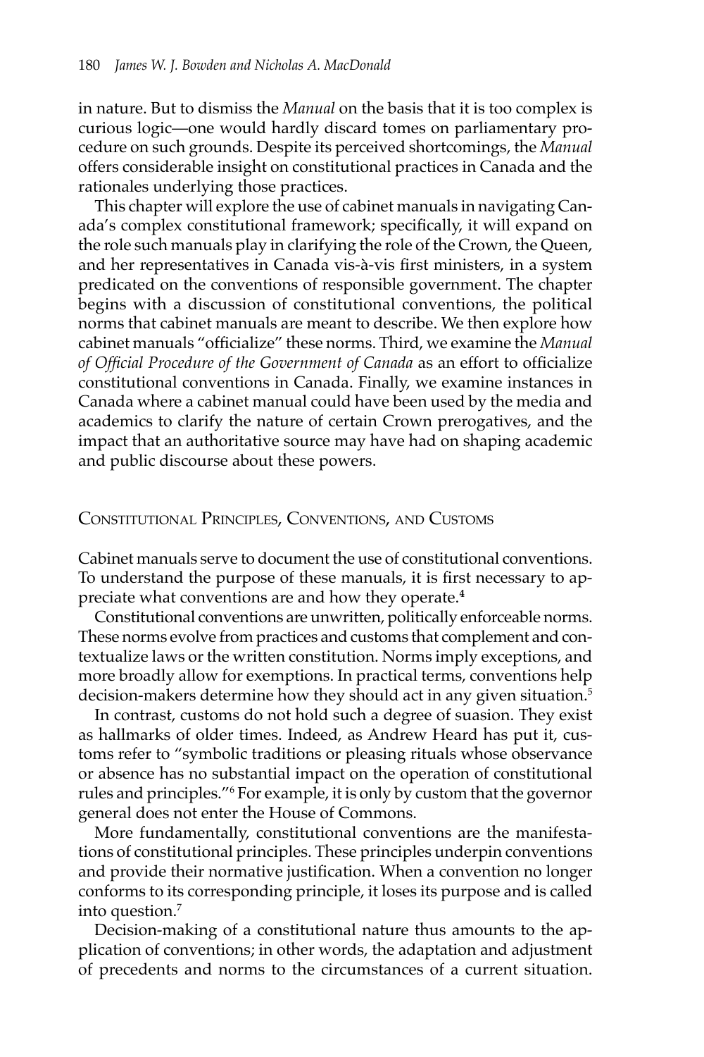in nature. But to dismiss the *Manual* on the basis that it is too complex is curious logic—one would hardly discard tomes on parliamentary procedure on such grounds. Despite its perceived shortcomings, the *Manual* offers considerable insight on constitutional practices in Canada and the rationales underlying those practices.

This chapter will explore the use of cabinet manuals in navigating Canada's complex constitutional framework; specifically, it will expand on the role such manuals play in clarifying the role of the Crown, the Queen, and her representatives in Canada vis-à-vis first ministers, in a system predicated on the conventions of responsible government. The chapter begins with a discussion of constitutional conventions, the political norms that cabinet manuals are meant to describe. We then explore how cabinet manuals "officialize" these norms. Third, we examine the *Manual of Official Procedure of the Government of Canada* as an effort to officialize constitutional conventions in Canada. Finally, we examine instances in Canada where a cabinet manual could have been used by the media and academics to clarify the nature of certain Crown prerogatives, and the impact that an authoritative source may have had on shaping academic and public discourse about these powers.

## Constitutional Principles, Conventions, and Customs

Cabinet manuals serve to document the use of constitutional conventions. To understand the purpose of these manuals, it is first necessary to appreciate what conventions are and how they operate.[4]

Constitutional conventions are unwritten, politically enforceable norms. These norms evolve from practices and customs that complement and contextualize laws or the written constitution. Norms imply exceptions, and more broadly allow for exemptions. In practical terms, conventions help decision-makers determine how they should act in any given situation.[5]

In contrast, customs do not hold such a degree of suasion. They exist as hallmarks of older times. Indeed, as Andrew Heard has put it, customs refer to "symbolic traditions or pleasing rituals whose observance or absence has no substantial impact on the operation of constitutional rules and principles."[6] For example, it is only by custom that the governor general does not enter the House of Commons.

More fundamentally, constitutional conventions are the manifestations of constitutional principles. These principles underpin conventions and provide their normative justification. When a convention no longer conforms to its corresponding principle, it loses its purpose and is called into question.[7]

Decision-making of a constitutional nature thus amounts to the application of conventions; in other words, the adaptation and adjustment of precedents and norms to the circumstances of a current situation.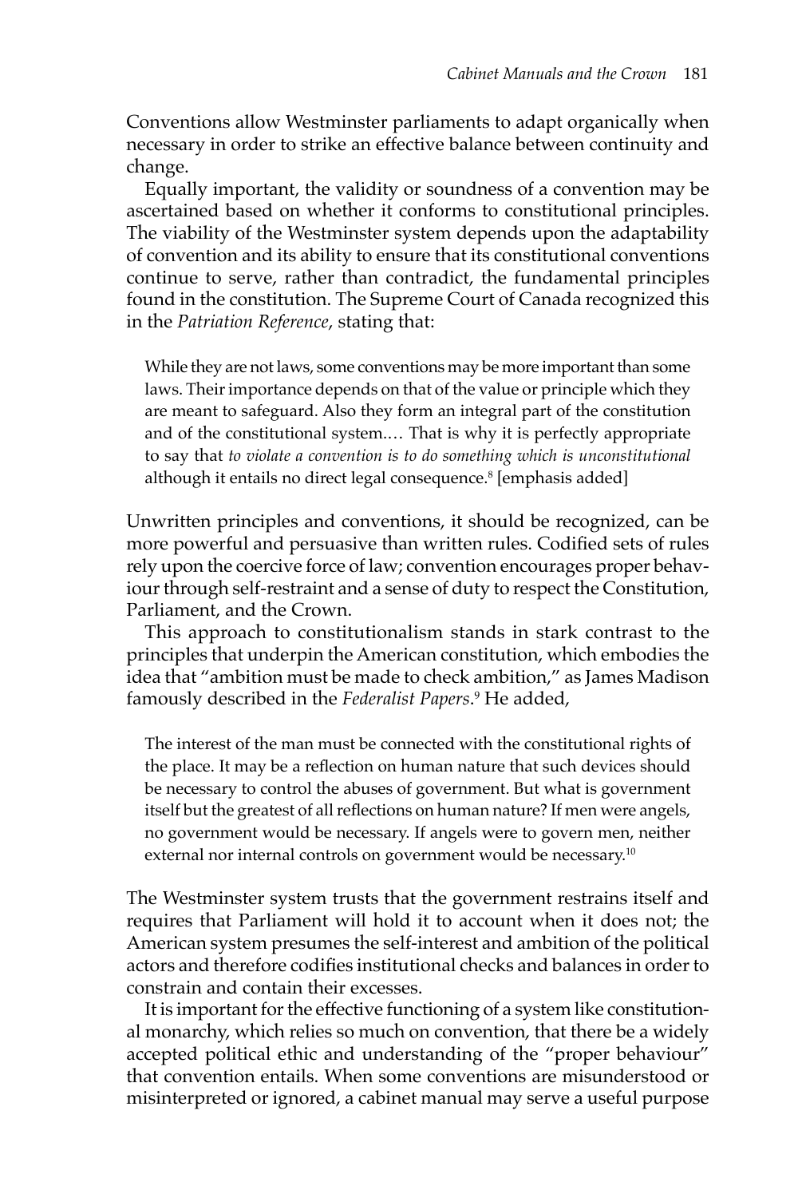Conventions allow Westminster parliaments to adapt organically when necessary in order to strike an effective balance between continuity and change.

Equally important, the validity or soundness of a convention may be ascertained based on whether it conforms to constitutional principles. The viability of the Westminster system depends upon the adaptability of convention and its ability to ensure that its constitutional conventions continue to serve, rather than contradict, the fundamental principles found in the constitution. The Supreme Court of Canada recognized this in the *Patriation Reference*, stating that:

> While they are not laws, some conventions may be more important than some laws. Their importance depends on that of the value or principle which they are meant to safeguard. Also they form an integral part of the constitution and of the constitutional system.… That is why it is perfectly appropriate to say that *to violate a convention is to do something which is unconstitutional* although it entails no direct legal consequence.[8] [emphasis added]

Unwritten principles and conventions, it should be recognized, can be more powerful and persuasive than written rules. Codified sets of rules rely upon the coercive force of law; convention encourages proper behaviour through self-restraint and a sense of duty to respect the Constitution, Parliament, and the Crown.

This approach to constitutionalism stands in stark contrast to the principles that underpin the American constitution, which embodies the idea that "ambition must be made to check ambition," as James Madison famously described in the *Federalist Papers*.[9] He added,

> The interest of the man must be connected with the constitutional rights of the place. It may be a reflection on human nature that such devices should be necessary to control the abuses of government. But what is government itself but the greatest of all reflections on human nature? If men were angels, no government would be necessary. If angels were to govern men, neither external nor internal controls on government would be necessary.[10]

The Westminster system trusts that the government restrains itself and requires that Parliament will hold it to account when it does not; the American system presumes the self-interest and ambition of the political actors and therefore codifies institutional checks and balances in order to constrain and contain their excesses.

It is important for the effective functioning of a system like constitutional monarchy, which relies so much on convention, that there be a widely accepted political ethic and understanding of the "proper behaviour" that convention entails. When some conventions are misunderstood or misinterpreted or ignored, a cabinet manual may serve a useful purpose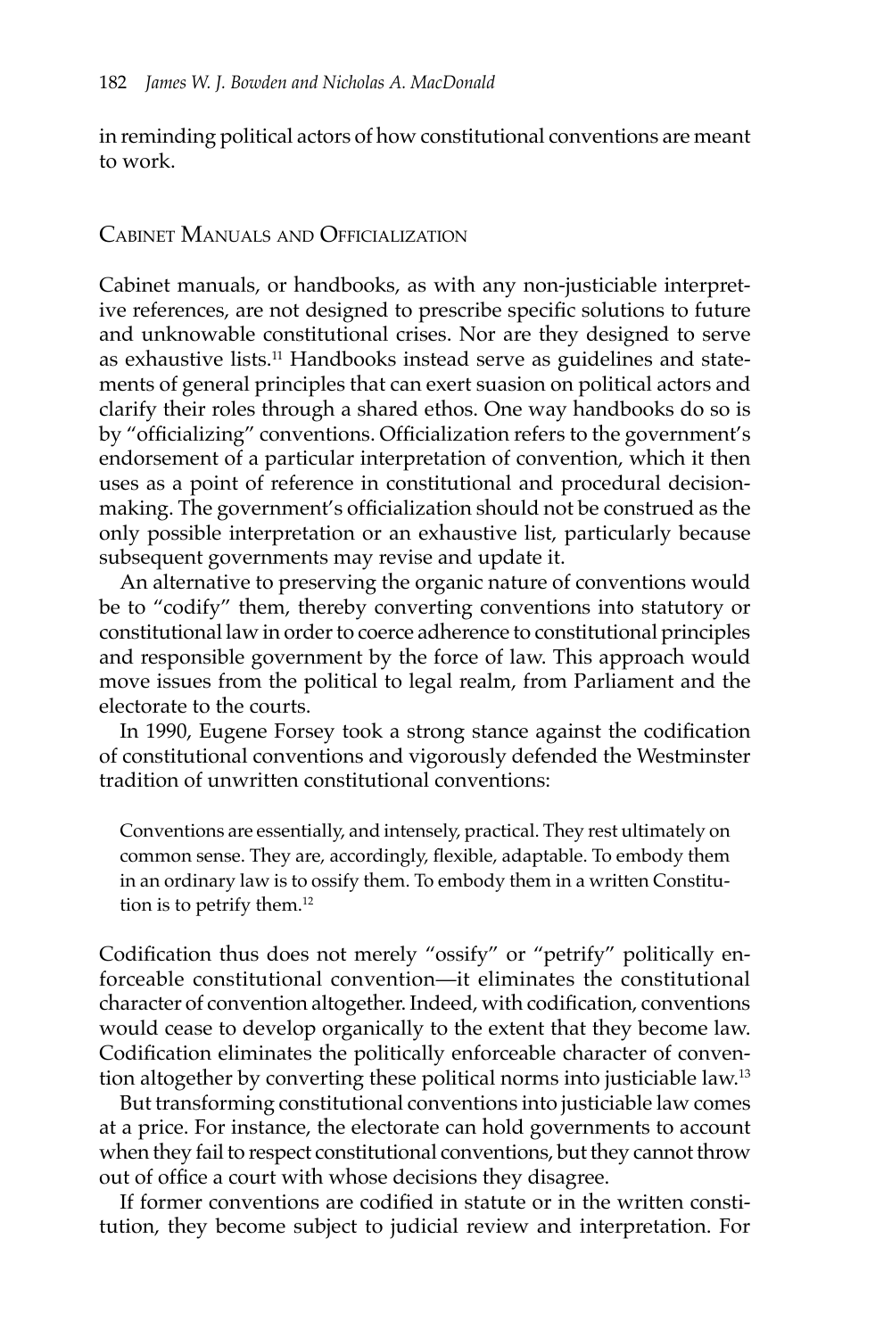in reminding political actors of how constitutional conventions are meant to work.

## Cabinet Manuals and Officialization

Cabinet manuals, or handbooks, as with any non-justiciable interpretive references, are not designed to prescribe specific solutions to future and unknowable constitutional crises. Nor are they designed to serve as exhaustive lists.[11] Handbooks instead serve as guidelines and statements of general principles that can exert suasion on political actors and clarify their roles through a shared ethos. One way handbooks do so is by "officializing" conventions. Officialization refers to the government's endorsement of a particular interpretation of convention, which it then uses as a point of reference in constitutional and procedural decision-making. The government's officialization should not be construed as the only possible interpretation or an exhaustive list, particularly because subsequent governments may revise and update it.

An alternative to preserving the organic nature of conventions would be to "codify" them, thereby converting conventions into statutory or constitutional law in order to coerce adherence to constitutional principles and responsible government by the force of law. This approach would move issues from the political to legal realm, from Parliament and the electorate to the courts.

In 1990, Eugene Forsey took a strong stance against the codification of constitutional conventions and vigorously defended the Westminster tradition of unwritten constitutional conventions:

> Conventions are essentially, and intensely, practical. They rest ultimately on common sense. They are, accordingly, flexible, adaptable. To embody them in an ordinary law is to ossify them. To embody them in a written Constitution is to petrify them.[12]

Codification thus does not merely "ossify" or "petrify" politically enforceable constitutional convention—it eliminates the constitutional character of convention altogether. Indeed, with codification, conventions would cease to develop organically to the extent that they become law. Codification eliminates the politically enforceable character of convention altogether by converting these political norms into justiciable law.[13]

But transforming constitutional conventions into justiciable law comes at a price. For instance, the electorate can hold governments to account when they fail to respect constitutional conventions, but they cannot throw out of office a court with whose decisions they disagree.

If former conventions are codified in statute or in the written constitution, they become subject to judicial review and interpretation. For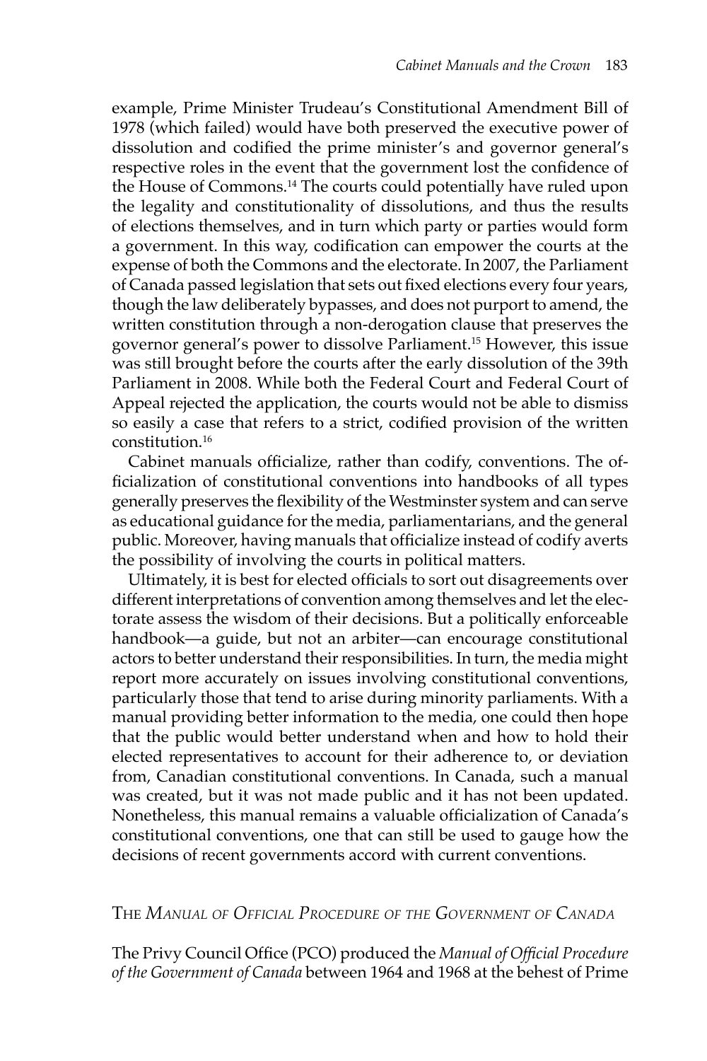example, Prime Minister Trudeau's Constitutional Amendment Bill of 1978 (which failed) would have both preserved the executive power of dissolution and codified the prime minister's and governor general's respective roles in the event that the government lost the confidence of the House of Commons.[14] The courts could potentially have ruled upon the legality and constitutionality of dissolutions, and thus the results of elections themselves, and in turn which party or parties would form a government. In this way, codification can empower the courts at the expense of both the Commons and the electorate. In 2007, the Parliament of Canada passed legislation that sets out fixed elections every four years, though the law deliberately bypasses, and does not purport to amend, the written constitution through a non-derogation clause that preserves the governor general's power to dissolve Parliament.[15] However, this issue was still brought before the courts after the early dissolution of the 39th Parliament in 2008. While both the Federal Court and Federal Court of Appeal rejected the application, the courts would not be able to dismiss so easily a case that refers to a strict, codified provision of the written constitution.[16]

Cabinet manuals officialize, rather than codify, conventions. The officialization of constitutional conventions into handbooks of all types generally preserves the flexibility of the Westminster system and can serve as educational guidance for the media, parliamentarians, and the general public. Moreover, having manuals that officialize instead of codify averts the possibility of involving the courts in political matters.

Ultimately, it is best for elected officials to sort out disagreements over different interpretations of convention among themselves and let the electorate assess the wisdom of their decisions. But a politically enforceable handbook—a guide, but not an arbiter—can encourage constitutional actors to better understand their responsibilities. In turn, the media might report more accurately on issues involving constitutional conventions, particularly those that tend to arise during minority parliaments. With a manual providing better information to the media, one could then hope that the public would better understand when and how to hold their elected representatives to account for their adherence to, or deviation from, Canadian constitutional conventions. In Canada, such a manual was created, but it was not made public and it has not been updated. Nonetheless, this manual remains a valuable officialization of Canada's constitutional conventions, one that can still be used to gauge how the decisions of recent governments accord with current conventions.

## The *Manual of Official Procedure of the Government of Canada*

The Privy Council Office (PCO) produced the *Manual of Official Procedure of the Government of Canada* between 1964 and 1968 at the behest of Prime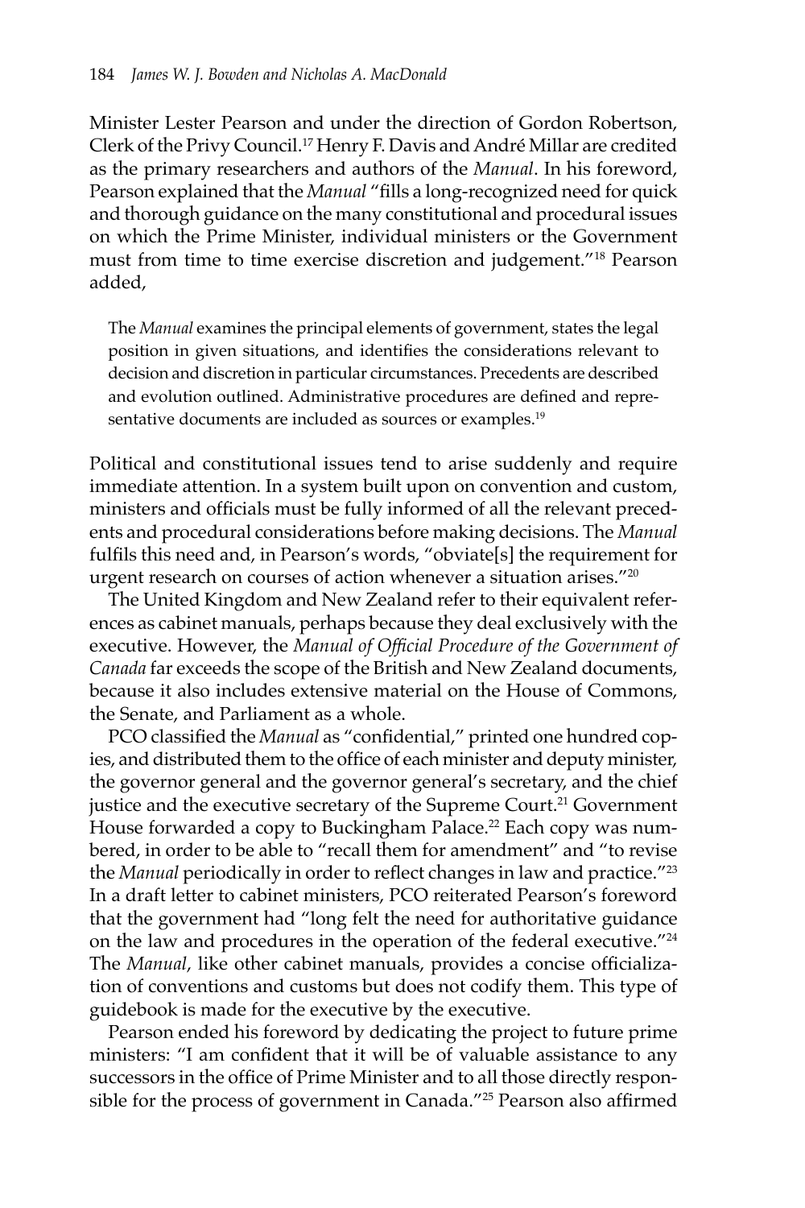Minister Lester Pearson and under the direction of Gordon Robertson, Clerk of the Privy Council.[17] Henry F. Davis and André Millar are credited as the primary researchers and authors of the *Manual*. In his foreword, Pearson explained that the *Manual* "fills a long-recognized need for quick and thorough guidance on the many constitutional and procedural issues on which the Prime Minister, individual ministers or the Government must from time to time exercise discretion and judgement."[18] Pearson added,

> The *Manual* examines the principal elements of government, states the legal position in given situations, and identifies the considerations relevant to decision and discretion in particular circumstances. Precedents are described and evolution outlined. Administrative procedures are defined and representative documents are included as sources or examples.[19]

Political and constitutional issues tend to arise suddenly and require immediate attention. In a system built upon on convention and custom, ministers and officials must be fully informed of all the relevant precedents and procedural considerations before making decisions. The *Manual* fulfils this need and, in Pearson's words, "obviate[s] the requirement for urgent research on courses of action whenever a situation arises."[20]

The United Kingdom and New Zealand refer to their equivalent references as cabinet manuals, perhaps because they deal exclusively with the executive. However, the *Manual of Official Procedure of the Government of Canada* far exceeds the scope of the British and New Zealand documents, because it also includes extensive material on the House of Commons, the Senate, and Parliament as a whole.

PCO classified the *Manual* as "confidential," printed one hundred copies, and distributed them to the office of each minister and deputy minister, the governor general and the governor general's secretary, and the chief justice and the executive secretary of the Supreme Court.[21] Government House forwarded a copy to Buckingham Palace.[22] Each copy was numbered, in order to be able to "recall them for amendment" and "to revise the *Manual* periodically in order to reflect changes in law and practice."[23] In a draft letter to cabinet ministers, PCO reiterated Pearson's foreword that the government had "long felt the need for authoritative guidance on the law and procedures in the operation of the federal executive."[24] The *Manual*, like other cabinet manuals, provides a concise officialization of conventions and customs but does not codify them. This type of guidebook is made for the executive by the executive.

Pearson ended his foreword by dedicating the project to future prime ministers: "I am confident that it will be of valuable assistance to any successors in the office of Prime Minister and to all those directly responsible for the process of government in Canada."[25] Pearson also affirmed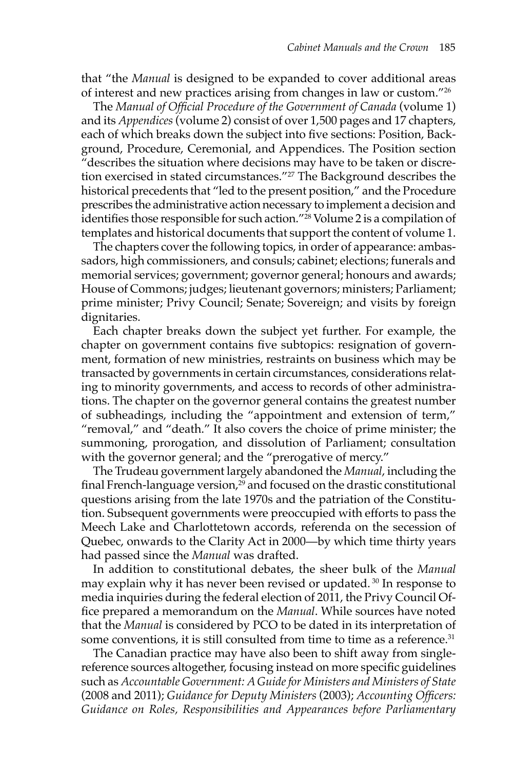that "the *Manual* is designed to be expanded to cover additional areas of interest and new practices arising from changes in law or custom."[26]

The *Manual of Official Procedure of the Government of Canada* (volume 1) and its *Appendices* (volume 2) consist of over 1,500 pages and 17 chapters, each of which breaks down the subject into five sections: Position, Background, Procedure, Ceremonial, and Appendices. The Position section "describes the situation where decisions may have to be taken or discretion exercised in stated circumstances."[27] The Background describes the historical precedents that "led to the present position," and the Procedure prescribes the administrative action necessary to implement a decision and identifies those responsible for such action."[28] Volume 2 is a compilation of templates and historical documents that support the content of volume 1.

The chapters cover the following topics, in order of appearance: ambassadors, high commissioners, and consuls; cabinet; elections; funerals and memorial services; government; governor general; honours and awards; House of Commons; judges; lieutenant governors; ministers; Parliament; prime minister; Privy Council; Senate; Sovereign; and visits by foreign dignitaries.

Each chapter breaks down the subject yet further. For example, the chapter on government contains five subtopics: resignation of government, formation of new ministries, restraints on business which may be transacted by governments in certain circumstances, considerations relating to minority governments, and access to records of other administrations. The chapter on the governor general contains the greatest number of subheadings, including the "appointment and extension of term," "removal," and "death." It also covers the choice of prime minister; the summoning, prorogation, and dissolution of Parliament; consultation with the governor general; and the "prerogative of mercy."

The Trudeau government largely abandoned the *Manual*, including the final French-language version,[29] and focused on the drastic constitutional questions arising from the late 1970s and the patriation of the Constitution. Subsequent governments were preoccupied with efforts to pass the Meech Lake and Charlottetown accords, referenda on the secession of Quebec, onwards to the Clarity Act in 2000—by which time thirty years had passed since the *Manual* was drafted.

In addition to constitutional debates, the sheer bulk of the *Manual* may explain why it has never been revised or updated.[30] In response to media inquiries during the federal election of 2011, the Privy Council Office prepared a memorandum on the *Manual*. While sources have noted that the *Manual* is considered by PCO to be dated in its interpretation of some conventions, it is still consulted from time to time as a reference.[31]

The Canadian practice may have also been to shift away from single-reference sources altogether, focusing instead on more specific guidelines such as *Accountable Government: A Guide for Ministers and Ministers of State* (2008 and 2011); *Guidance for Deputy Ministers* (2003); *Accounting Officers: Guidance on Roles, Responsibilities and Appearances before Parliamentary*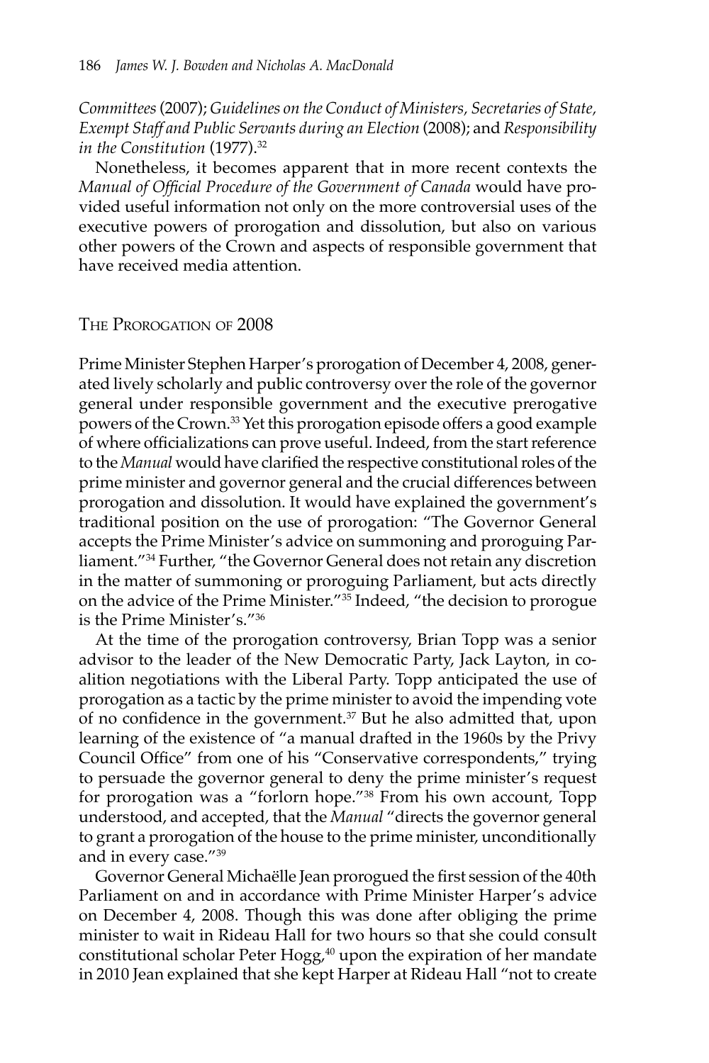*Committees* (2007); *Guidelines on the Conduct of Ministers, Secretaries of State, Exempt Staff and Public Servants during an Election* (2008); and *Responsibility in the Constitution* (1977).[32]

Nonetheless, it becomes apparent that in more recent contexts the *Manual of Official Procedure of the Government of Canada* would have provided useful information not only on the more controversial uses of the executive powers of prorogation and dissolution, but also on various other powers of the Crown and aspects of responsible government that have received media attention.

## The Prorogation of 2008

Prime Minister Stephen Harper's prorogation of December 4, 2008, generated lively scholarly and public controversy over the role of the governor general under responsible government and the executive prerogative powers of the Crown.[33] Yet this prorogation episode offers a good example of where officializations can prove useful. Indeed, from the start reference to the *Manual* would have clarified the respective constitutional roles of the prime minister and governor general and the crucial differences between prorogation and dissolution. It would have explained the government's traditional position on the use of prorogation: "The Governor General accepts the Prime Minister's advice on summoning and proroguing Parliament."[34] Further, "the Governor General does not retain any discretion in the matter of summoning or proroguing Parliament, but acts directly on the advice of the Prime Minister."[35] Indeed, "the decision to prorogue is the Prime Minister's."[36]

At the time of the prorogation controversy, Brian Topp was a senior advisor to the leader of the New Democratic Party, Jack Layton, in coalition negotiations with the Liberal Party. Topp anticipated the use of prorogation as a tactic by the prime minister to avoid the impending vote of no confidence in the government.[37] But he also admitted that, upon learning of the existence of "a manual drafted in the 1960s by the Privy Council Office" from one of his "Conservative correspondents," trying to persuade the governor general to deny the prime minister's request for prorogation was a "forlorn hope."[38] From his own account, Topp understood, and accepted, that the *Manual* "directs the governor general to grant a prorogation of the house to the prime minister, unconditionally and in every case."[39]

Governor General Michaëlle Jean prorogued the first session of the 40th Parliament on and in accordance with Prime Minister Harper's advice on December 4, 2008. Though this was done after obliging the prime minister to wait in Rideau Hall for two hours so that she could consult constitutional scholar Peter Hogg,[40] upon the expiration of her mandate in 2010 Jean explained that she kept Harper at Rideau Hall "not to create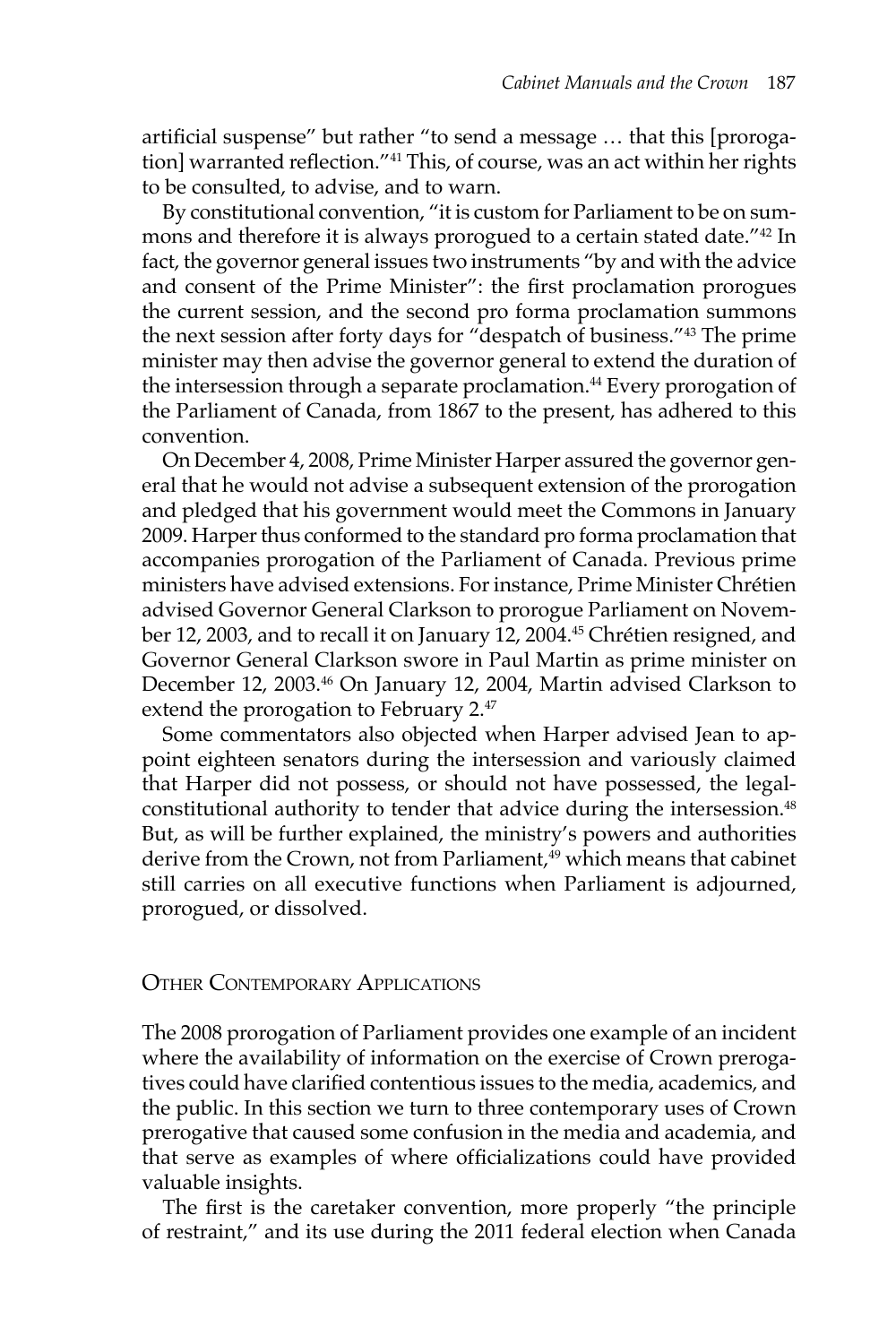artificial suspense" but rather "to send a message … that this [prorogation] warranted reflection."[41] This, of course, was an act within her rights to be consulted, to advise, and to warn.

By constitutional convention, "it is custom for Parliament to be on summons and therefore it is always prorogued to a certain stated date."[42] In fact, the governor general issues two instruments "by and with the advice and consent of the Prime Minister": the first proclamation prorogues the current session, and the second pro forma proclamation summons the next session after forty days for "despatch of business."[43] The prime minister may then advise the governor general to extend the duration of the intersession through a separate proclamation.[44] Every prorogation of the Parliament of Canada, from 1867 to the present, has adhered to this convention.

On December 4, 2008, Prime Minister Harper assured the governor general that he would not advise a subsequent extension of the prorogation and pledged that his government would meet the Commons in January 2009. Harper thus conformed to the standard pro forma proclamation that accompanies prorogation of the Parliament of Canada. Previous prime ministers have advised extensions. For instance, Prime Minister Chrétien advised Governor General Clarkson to prorogue Parliament on November 12, 2003, and to recall it on January 12, 2004.[45] Chrétien resigned, and Governor General Clarkson swore in Paul Martin as prime minister on December 12, 2003.[46] On January 12, 2004, Martin advised Clarkson to extend the prorogation to February 2.[47]

Some commentators also objected when Harper advised Jean to appoint eighteen senators during the intersession and variously claimed that Harper did not possess, or should not have possessed, the legal-constitutional authority to tender that advice during the intersession.[48] But, as will be further explained, the ministry's powers and authorities derive from the Crown, not from Parliament,[49] which means that cabinet still carries on all executive functions when Parliament is adjourned, prorogued, or dissolved.

## Other Contemporary Applications

The 2008 prorogation of Parliament provides one example of an incident where the availability of information on the exercise of Crown prerogatives could have clarified contentious issues to the media, academics, and the public. In this section we turn to three contemporary uses of Crown prerogative that caused some confusion in the media and academia, and that serve as examples of where officializations could have provided valuable insights.

The first is the caretaker convention, more properly "the principle of restraint," and its use during the 2011 federal election when Canada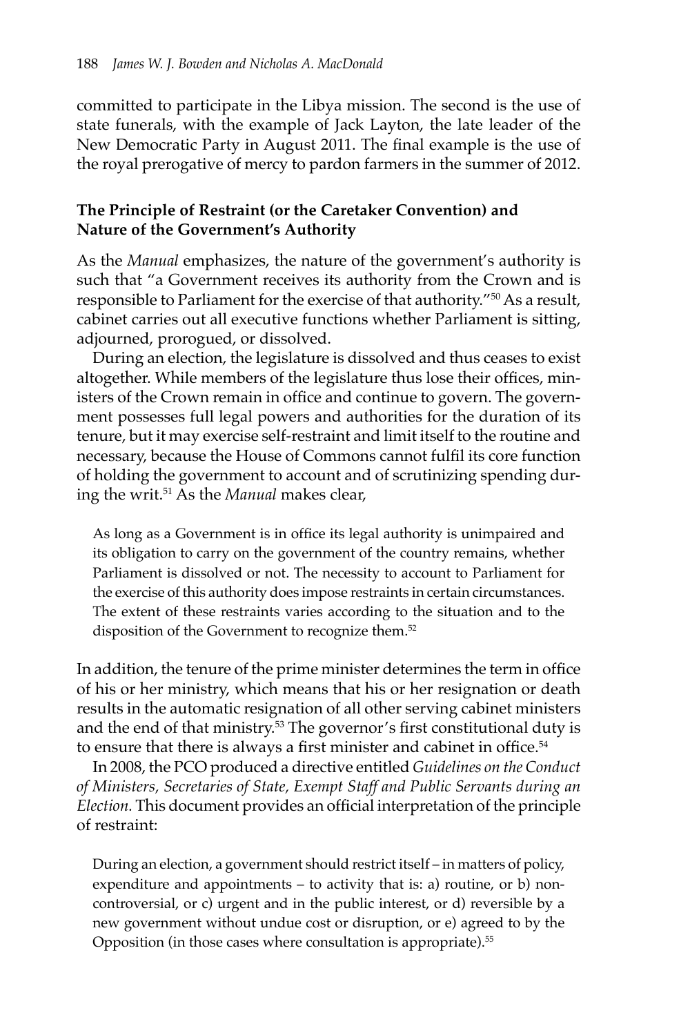committed to participate in the Libya mission. The second is the use of state funerals, with the example of Jack Layton, the late leader of the New Democratic Party in August 2011. The final example is the use of the royal prerogative of mercy to pardon farmers in the summer of 2012.

### The Principle of Restraint (or the Caretaker Convention) and Nature of the Government's Authority

As the *Manual* emphasizes, the nature of the government's authority is such that "a Government receives its authority from the Crown and is responsible to Parliament for the exercise of that authority."[50] As a result, cabinet carries out all executive functions whether Parliament is sitting, adjourned, prorogued, or dissolved.

During an election, the legislature is dissolved and thus ceases to exist altogether. While members of the legislature thus lose their offices, ministers of the Crown remain in office and continue to govern. The government possesses full legal powers and authorities for the duration of its tenure, but it may exercise self-restraint and limit itself to the routine and necessary, because the House of Commons cannot fulfil its core function of holding the government to account and of scrutinizing spending during the writ.[51] As the *Manual* makes clear,

> As long as a Government is in office its legal authority is unimpaired and its obligation to carry on the government of the country remains, whether Parliament is dissolved or not. The necessity to account to Parliament for the exercise of this authority does impose restraints in certain circumstances. The extent of these restraints varies according to the situation and to the disposition of the Government to recognize them.[52]

In addition, the tenure of the prime minister determines the term in office of his or her ministry, which means that his or her resignation or death results in the automatic resignation of all other serving cabinet ministers and the end of that ministry.[53] The governor's first constitutional duty is to ensure that there is always a first minister and cabinet in office.[54]

In 2008, the PCO produced a directive entitled *Guidelines on the Conduct of Ministers, Secretaries of State, Exempt Staff and Public Servants during an Election.* This document provides an official interpretation of the principle of restraint:

> During an election, a government should restrict itself – in matters of policy, expenditure and appointments – to activity that is: a) routine, or b) non-controversial, or c) urgent and in the public interest, or d) reversible by a new government without undue cost or disruption, or e) agreed to by the Opposition (in those cases where consultation is appropriate).[55]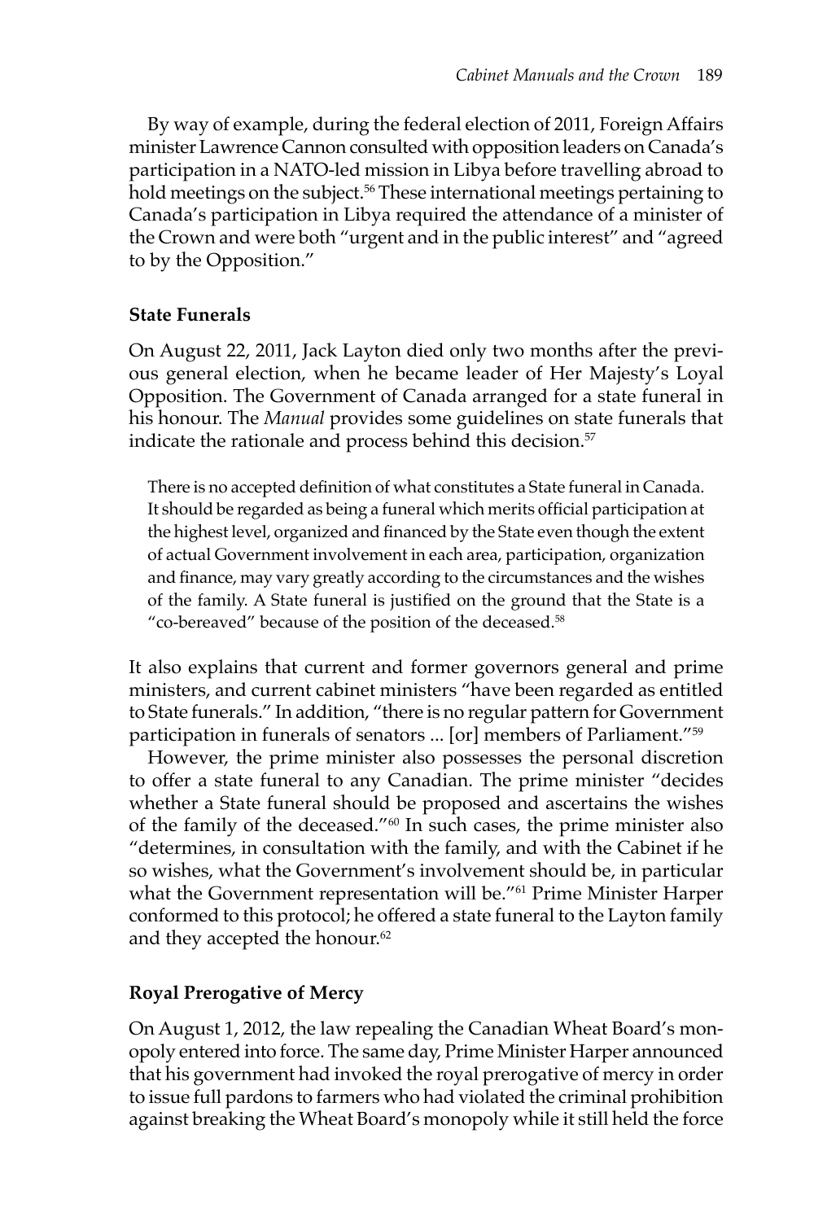By way of example, during the federal election of 2011, Foreign Affairs minister Lawrence Cannon consulted with opposition leaders on Canada's participation in a NATO-led mission in Libya before travelling abroad to hold meetings on the subject.[56] These international meetings pertaining to Canada's participation in Libya required the attendance of a minister of the Crown and were both "urgent and in the public interest" and "agreed to by the Opposition."

### State Funerals

On August 22, 2011, Jack Layton died only two months after the previous general election, when he became leader of Her Majesty's Loyal Opposition. The Government of Canada arranged for a state funeral in his honour. The *Manual* provides some guidelines on state funerals that indicate the rationale and process behind this decision.[57]

> There is no accepted definition of what constitutes a State funeral in Canada. It should be regarded as being a funeral which merits official participation at the highest level, organized and financed by the State even though the extent of actual Government involvement in each area, participation, organization and finance, may vary greatly according to the circumstances and the wishes of the family. A State funeral is justified on the ground that the State is a "co-bereaved" because of the position of the deceased.[58]

It also explains that current and former governors general and prime ministers, and current cabinet ministers "have been regarded as entitled to State funerals." In addition, "there is no regular pattern for Government participation in funerals of senators ... [or] members of Parliament."[59]

However, the prime minister also possesses the personal discretion to offer a state funeral to any Canadian. The prime minister "decides whether a State funeral should be proposed and ascertains the wishes of the family of the deceased."[60] In such cases, the prime minister also "determines, in consultation with the family, and with the Cabinet if he so wishes, what the Government's involvement should be, in particular what the Government representation will be."[61] Prime Minister Harper conformed to this protocol; he offered a state funeral to the Layton family and they accepted the honour.[62]

### Royal Prerogative of Mercy

On August 1, 2012, the law repealing the Canadian Wheat Board's monopoly entered into force. The same day, Prime Minister Harper announced that his government had invoked the royal prerogative of mercy in order to issue full pardons to farmers who had violated the criminal prohibition against breaking the Wheat Board's monopoly while it still held the force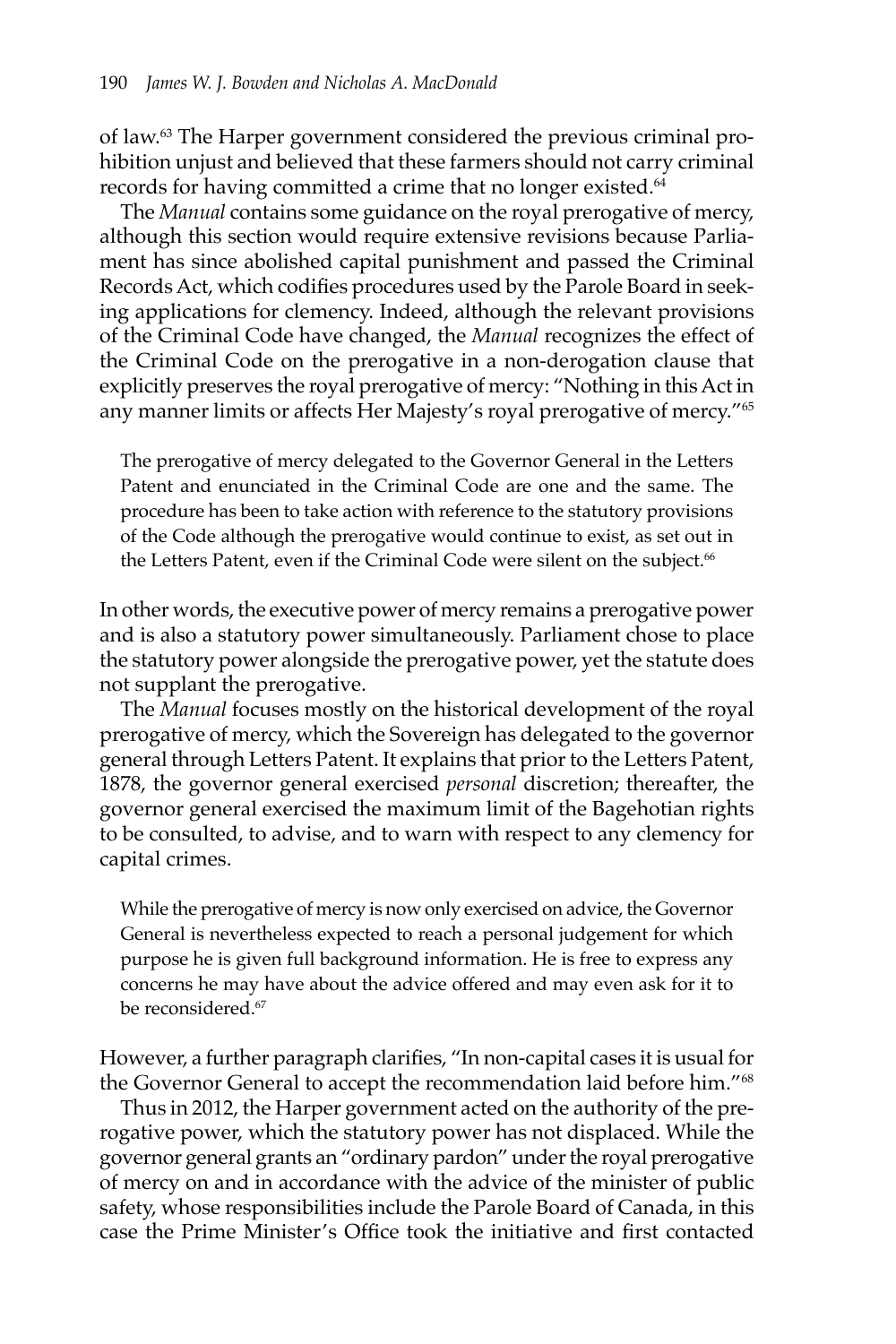of law.[63] The Harper government considered the previous criminal prohibition unjust and believed that these farmers should not carry criminal records for having committed a crime that no longer existed.[64]

The *Manual* contains some guidance on the royal prerogative of mercy, although this section would require extensive revisions because Parliament has since abolished capital punishment and passed the Criminal Records Act, which codifies procedures used by the Parole Board in seeking applications for clemency. Indeed, although the relevant provisions of the Criminal Code have changed, the *Manual* recognizes the effect of the Criminal Code on the prerogative in a non-derogation clause that explicitly preserves the royal prerogative of mercy: "Nothing in this Act in any manner limits or affects Her Majesty's royal prerogative of mercy."[65]

> The prerogative of mercy delegated to the Governor General in the Letters Patent and enunciated in the Criminal Code are one and the same. The procedure has been to take action with reference to the statutory provisions of the Code although the prerogative would continue to exist, as set out in the Letters Patent, even if the Criminal Code were silent on the subject.[66]

In other words, the executive power of mercy remains a prerogative power and is also a statutory power simultaneously. Parliament chose to place the statutory power alongside the prerogative power, yet the statute does not supplant the prerogative.

The *Manual* focuses mostly on the historical development of the royal prerogative of mercy, which the Sovereign has delegated to the governor general through Letters Patent. It explains that prior to the Letters Patent, 1878, the governor general exercised *personal* discretion; thereafter, the governor general exercised the maximum limit of the Bagehotian rights to be consulted, to advise, and to warn with respect to any clemency for capital crimes.

> While the prerogative of mercy is now only exercised on advice, the Governor General is nevertheless expected to reach a personal judgement for which purpose he is given full background information. He is free to express any concerns he may have about the advice offered and may even ask for it to be reconsidered.[67]

However, a further paragraph clarifies, "In non-capital cases it is usual for the Governor General to accept the recommendation laid before him."[68]

Thus in 2012, the Harper government acted on the authority of the prerogative power, which the statutory power has not displaced. While the governor general grants an "ordinary pardon" under the royal prerogative of mercy on and in accordance with the advice of the minister of public safety, whose responsibilities include the Parole Board of Canada, in this case the Prime Minister's Office took the initiative and first contacted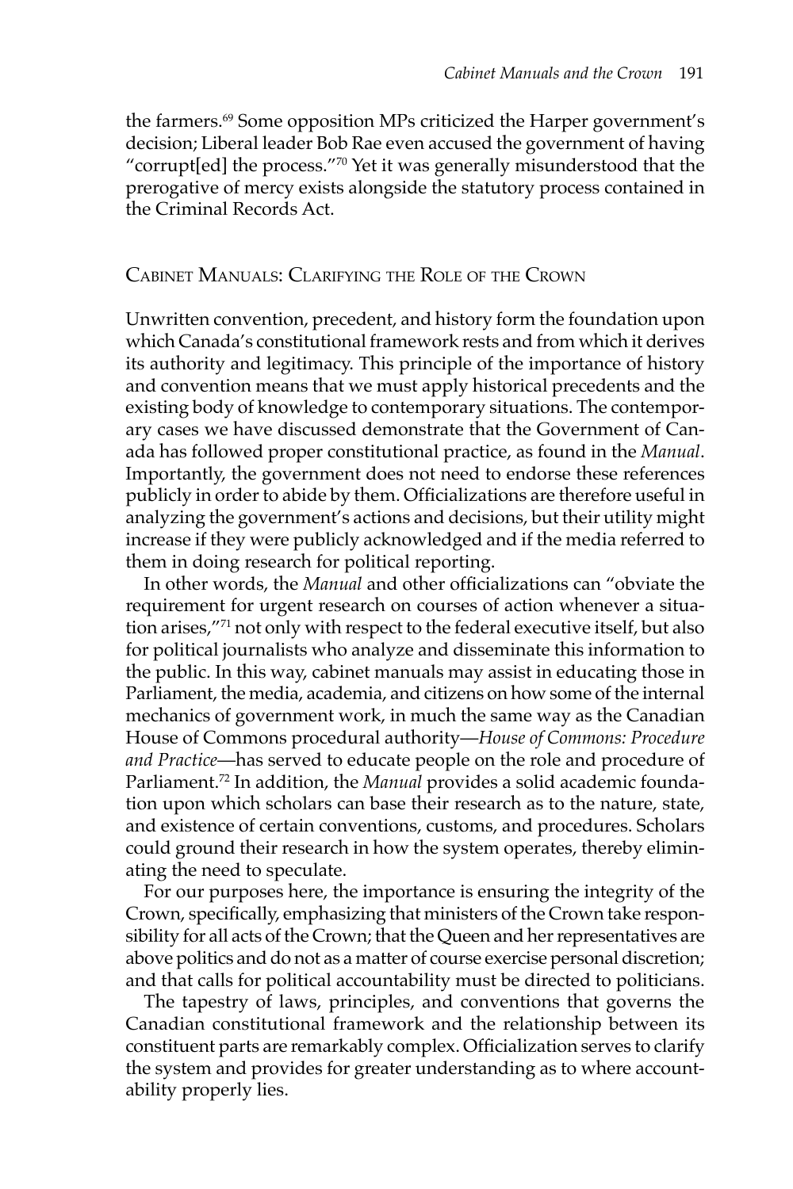the farmers.[69] Some opposition MPs criticized the Harper government's decision; Liberal leader Bob Rae even accused the government of having "corrupt[ed] the process."[70] Yet it was generally misunderstood that the prerogative of mercy exists alongside the statutory process contained in the Criminal Records Act.

## Cabinet Manuals: Clarifying the Role of the Crown

Unwritten convention, precedent, and history form the foundation upon which Canada's constitutional framework rests and from which it derives its authority and legitimacy. This principle of the importance of history and convention means that we must apply historical precedents and the existing body of knowledge to contemporary situations. The contemporary cases we have discussed demonstrate that the Government of Canada has followed proper constitutional practice, as found in the *Manual*. Importantly, the government does not need to endorse these references publicly in order to abide by them. Officializations are therefore useful in analyzing the government's actions and decisions, but their utility might increase if they were publicly acknowledged and if the media referred to them in doing research for political reporting.

In other words, the *Manual* and other officializations can "obviate the requirement for urgent research on courses of action whenever a situation arises,"[71] not only with respect to the federal executive itself, but also for political journalists who analyze and disseminate this information to the public. In this way, cabinet manuals may assist in educating those in Parliament, the media, academia, and citizens on how some of the internal mechanics of government work, in much the same way as the Canadian House of Commons procedural authority—*House of Commons: Procedure and Practice*—has served to educate people on the role and procedure of Parliament.[72] In addition, the *Manual* provides a solid academic foundation upon which scholars can base their research as to the nature, state, and existence of certain conventions, customs, and procedures. Scholars could ground their research in how the system operates, thereby eliminating the need to speculate.

For our purposes here, the importance is ensuring the integrity of the Crown, specifically, emphasizing that ministers of the Crown take responsibility for all acts of the Crown; that the Queen and her representatives are above politics and do not as a matter of course exercise personal discretion; and that calls for political accountability must be directed to politicians.

The tapestry of laws, principles, and conventions that governs the Canadian constitutional framework and the relationship between its constituent parts are remarkably complex. Officialization serves to clarify the system and provides for greater understanding as to where accountability properly lies.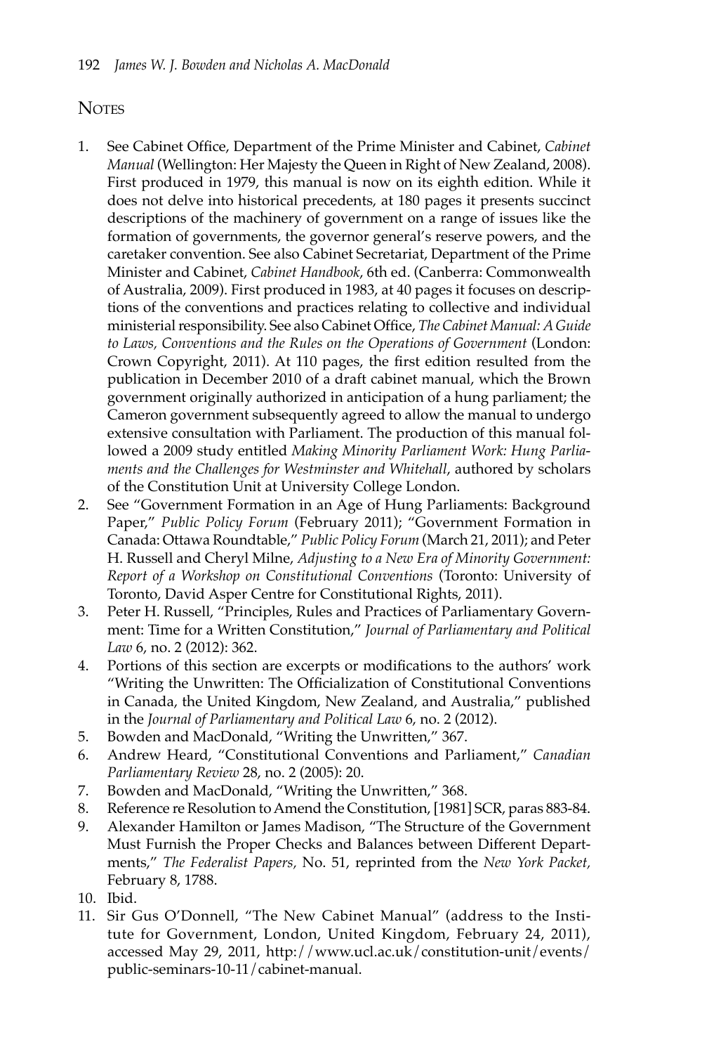## Notes

1. See Cabinet Office, Department of the Prime Minister and Cabinet, *Cabinet Manual* (Wellington: Her Majesty the Queen in Right of New Zealand, 2008). First produced in 1979, this manual is now on its eighth edition. While it does not delve into historical precedents, at 180 pages it presents succinct descriptions of the machinery of government on a range of issues like the formation of governments, the governor general's reserve powers, and the caretaker convention. See also Cabinet Secretariat, Department of the Prime Minister and Cabinet, *Cabinet Handbook*, 6th ed. (Canberra: Commonwealth of Australia, 2009). First produced in 1983, at 40 pages it focuses on descriptions of the conventions and practices relating to collective and individual ministerial responsibility. See also Cabinet Office, *The Cabinet Manual: A Guide to Laws, Conventions and the Rules on the Operations of Government* (London: Crown Copyright, 2011). At 110 pages, the first edition resulted from the publication in December 2010 of a draft cabinet manual, which the Brown government originally authorized in anticipation of a hung parliament; the Cameron government subsequently agreed to allow the manual to undergo extensive consultation with Parliament. The production of this manual followed a 2009 study entitled *Making Minority Parliament Work: Hung Parliaments and the Challenges for Westminster and Whitehall*, authored by scholars of the Constitution Unit at University College London.
2. See "Government Formation in an Age of Hung Parliaments: Background Paper," *Public Policy Forum* (February 2011); "Government Formation in Canada: Ottawa Roundtable," *Public Policy Forum* (March 21, 2011); and Peter H. Russell and Cheryl Milne, *Adjusting to a New Era of Minority Government: Report of a Workshop on Constitutional Conventions* (Toronto: University of Toronto, David Asper Centre for Constitutional Rights, 2011).
3. Peter H. Russell, "Principles, Rules and Practices of Parliamentary Government: Time for a Written Constitution," *Journal of Parliamentary and Political Law* 6, no. 2 (2012): 362.
4. Portions of this section are excerpts or modifications to the authors' work "Writing the Unwritten: The Officialization of Constitutional Conventions in Canada, the United Kingdom, New Zealand, and Australia," published in the *Journal of Parliamentary and Political Law* 6, no. 2 (2012).
5. Bowden and MacDonald, "Writing the Unwritten," 367.
6. Andrew Heard, "Constitutional Conventions and Parliament," *Canadian Parliamentary Review* 28, no. 2 (2005): 20.
7. Bowden and MacDonald, "Writing the Unwritten," 368.
8. Reference re Resolution to Amend the Constitution, [1981] SCR, paras 883-84.
9. Alexander Hamilton or James Madison, "The Structure of the Government Must Furnish the Proper Checks and Balances between Different Departments," *The Federalist Papers*, No. 51, reprinted from the *New York Packet*, February 8, 1788.
10. Ibid.
11. Sir Gus O'Donnell, "The New Cabinet Manual" (address to the Institute for Government, London, United Kingdom, February 24, 2011), accessed May 29, 2011, http://www.ucl.ac.uk/constitution-unit/events/public-seminars-10-11/cabinet-manual.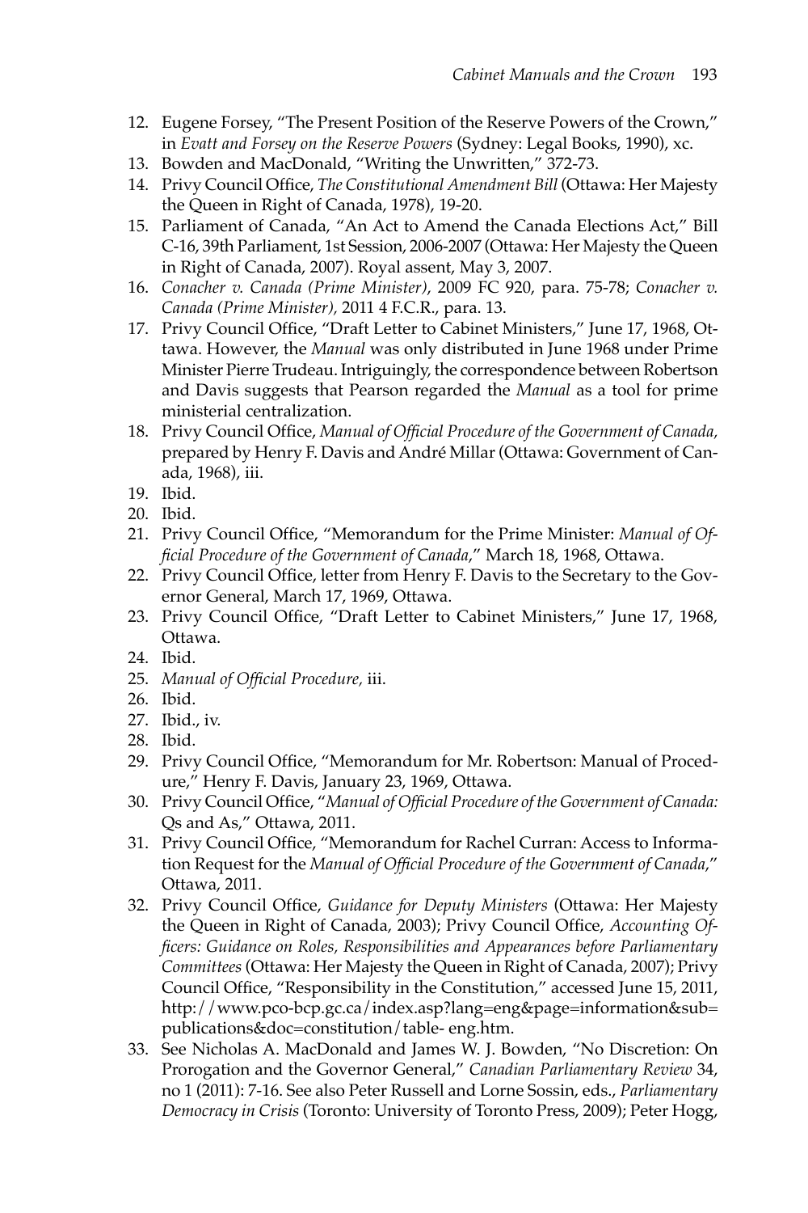12. Eugene Forsey, "The Present Position of the Reserve Powers of the Crown," in *Evatt and Forsey on the Reserve Powers* (Sydney: Legal Books, 1990), xc.
13. Bowden and MacDonald, "Writing the Unwritten," 372-73.
14. Privy Council Office, *The Constitutional Amendment Bill* (Ottawa: Her Majesty the Queen in Right of Canada, 1978), 19-20.
15. Parliament of Canada, "An Act to Amend the Canada Elections Act," Bill C-16, 39th Parliament, 1st Session, 2006-2007 (Ottawa: Her Majesty the Queen in Right of Canada, 2007). Royal assent, May 3, 2007.
16. *Conacher v. Canada (Prime Minister)*, 2009 FC 920, para. 75-78; *Conacher v. Canada (Prime Minister)*, 2011 4 F.C.R., para. 13.
17. Privy Council Office, "Draft Letter to Cabinet Ministers," June 17, 1968, Ottawa. However, the *Manual* was only distributed in June 1968 under Prime Minister Pierre Trudeau. Intriguingly, the correspondence between Robertson and Davis suggests that Pearson regarded the *Manual* as a tool for prime ministerial centralization.
18. Privy Council Office, *Manual of Official Procedure of the Government of Canada,* prepared by Henry F. Davis and André Millar (Ottawa: Government of Canada, 1968), iii.
19. Ibid.
20. Ibid.
21. Privy Council Office, "Memorandum for the Prime Minister: *Manual of Official Procedure of the Government of Canada*," March 18, 1968, Ottawa.
22. Privy Council Office, letter from Henry F. Davis to the Secretary to the Governor General, March 17, 1969, Ottawa.
23. Privy Council Office, "Draft Letter to Cabinet Ministers," June 17, 1968, Ottawa.
24. Ibid.
25. *Manual of Official Procedure,* iii.
26. Ibid.
27. Ibid., iv.
28. Ibid.
29. Privy Council Office, "Memorandum for Mr. Robertson: Manual of Procedure," Henry F. Davis, January 23, 1969, Ottawa.
30. Privy Council Office, "*Manual of Official Procedure of the Government of Canada:* Qs and As," Ottawa, 2011.
31. Privy Council Office, "Memorandum for Rachel Curran: Access to Information Request for the *Manual of Official Procedure of the Government of Canada*," Ottawa, 2011.
32. Privy Council Office, *Guidance for Deputy Ministers* (Ottawa: Her Majesty the Queen in Right of Canada, 2003); Privy Council Office, *Accounting Officers: Guidance on Roles, Responsibilities and Appearances before Parliamentary Committees* (Ottawa: Her Majesty the Queen in Right of Canada, 2007); Privy Council Office, "Responsibility in the Constitution," accessed June 15, 2011, http://www.pco-bcp.gc.ca/index.asp?lang=eng&page=information&sub=publications&doc=constitution/table- eng.htm.
33. See Nicholas A. MacDonald and James W. J. Bowden, "No Discretion: On Prorogation and the Governor General," *Canadian Parliamentary Review* 34, no 1 (2011): 7-16. See also Peter Russell and Lorne Sossin, eds., *Parliamentary Democracy in Crisis* (Toronto: University of Toronto Press, 2009); Peter Hogg,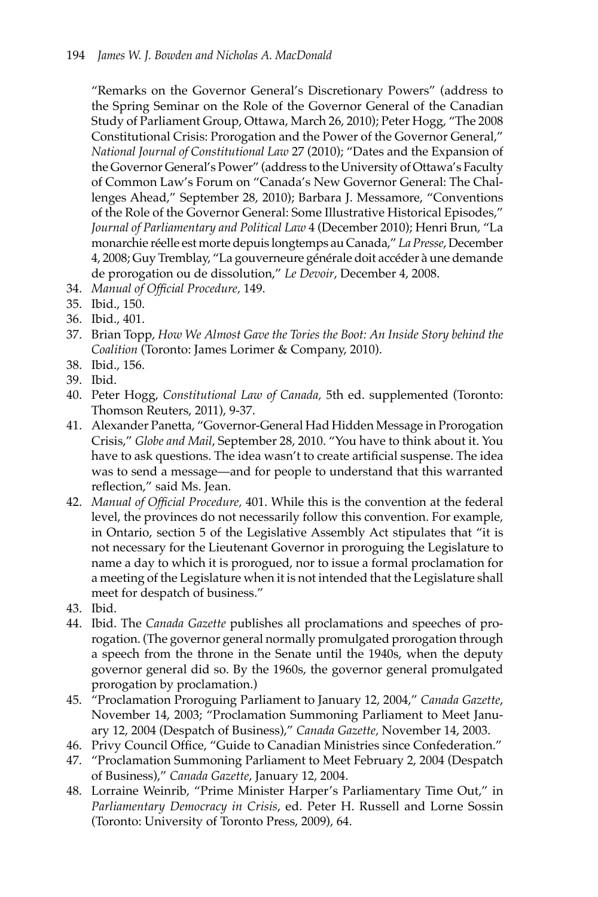"Remarks on the Governor General's Discretionary Powers" (address to the Spring Seminar on the Role of the Governor General of the Canadian Study of Parliament Group, Ottawa, March 26, 2010); Peter Hogg, "The 2008 Constitutional Crisis: Prorogation and the Power of the Governor General," *National Journal of Constitutional Law* 27 (2010); "Dates and the Expansion of the Governor General's Power" (address to the University of Ottawa's Faculty of Common Law's Forum on "Canada's New Governor General: The Challenges Ahead," September 28, 2010); Barbara J. Messamore, "Conventions of the Role of the Governor General: Some Illustrative Historical Episodes," *Journal of Parliamentary and Political Law* 4 (December 2010); Henri Brun, "La monarchie réelle est morte depuis longtemps au Canada," *La Presse*, December 4, 2008; Guy Tremblay, "La gouverneure générale doit accéder à une demande de prorogation ou de dissolution," *Le Devoir*, December 4, 2008.

34. *Manual of Official Procedure,* 149.
35. Ibid., 150.
36. Ibid., 401.
37. Brian Topp, *How We Almost Gave the Tories the Boot: An Inside Story behind the Coalition* (Toronto: James Lorimer & Company, 2010).
38. Ibid., 156.
39. Ibid.
40. Peter Hogg, *Constitutional Law of Canada,* 5th ed. supplemented (Toronto: Thomson Reuters, 2011), 9-37.
41. Alexander Panetta, "Governor-General Had Hidden Message in Prorogation Crisis," *Globe and Mail*, September 28, 2010. "You have to think about it. You have to ask questions. The idea wasn't to create artificial suspense. The idea was to send a message—and for people to understand that this warranted reflection," said Ms. Jean.
42. *Manual of Official Procedure,* 401. While this is the convention at the federal level, the provinces do not necessarily follow this convention. For example, in Ontario, section 5 of the Legislative Assembly Act stipulates that "it is not necessary for the Lieutenant Governor in proroguing the Legislature to name a day to which it is prorogued, nor to issue a formal proclamation for a meeting of the Legislature when it is not intended that the Legislature shall meet for despatch of business."
43. Ibid.
44. Ibid. The *Canada Gazette* publishes all proclamations and speeches of prorogation. (The governor general normally promulgated prorogation through a speech from the throne in the Senate until the 1940s, when the deputy governor general did so. By the 1960s, the governor general promulgated prorogation by proclamation.)
45. "Proclamation Proroguing Parliament to January 12, 2004," *Canada Gazette,* November 14, 2003; "Proclamation Summoning Parliament to Meet January 12, 2004 (Despatch of Business)," *Canada Gazette,* November 14, 2003.
46. Privy Council Office, "Guide to Canadian Ministries since Confederation."
47. "Proclamation Summoning Parliament to Meet February 2, 2004 (Despatch of Business)," *Canada Gazette*, January 12, 2004.
48. Lorraine Weinrib, "Prime Minister Harper's Parliamentary Time Out," in *Parliamentary Democracy in Crisis*, ed. Peter H. Russell and Lorne Sossin (Toronto: University of Toronto Press, 2009), 64.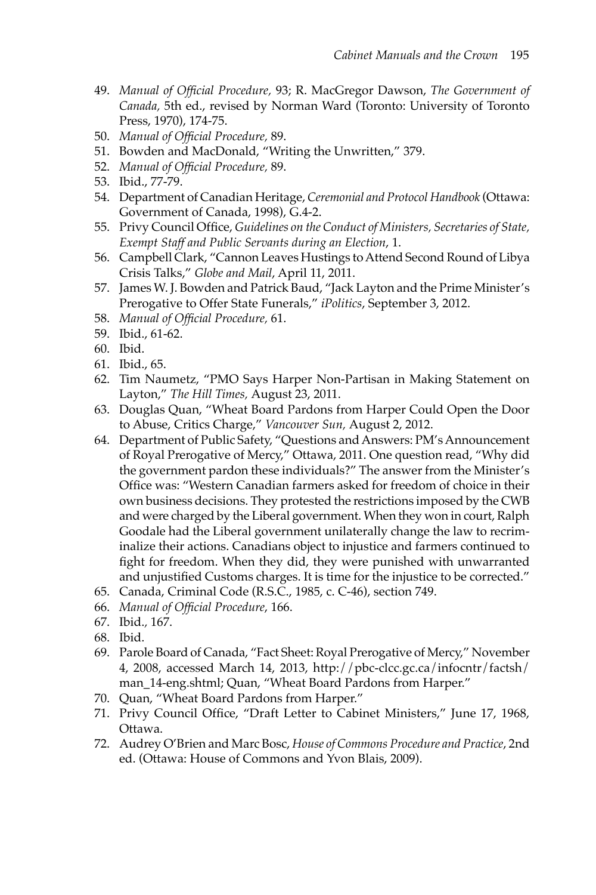49. *Manual of Official Procedure,* 93; R. MacGregor Dawson, *The Government of Canada,* 5th ed., revised by Norman Ward (Toronto: University of Toronto Press, 1970), 174-75.
50. *Manual of Official Procedure,* 89.
51. Bowden and MacDonald, "Writing the Unwritten," 379.
52. *Manual of Official Procedure,* 89.
53. Ibid., 77-79.
54. Department of Canadian Heritage, *Ceremonial and Protocol Handbook* (Ottawa: Government of Canada, 1998), G.4-2.
55. Privy Council Office, *Guidelines on the Conduct of Ministers, Secretaries of State, Exempt Staff and Public Servants during an Election*, 1.
56. Campbell Clark, "Cannon Leaves Hustings to Attend Second Round of Libya Crisis Talks," *Globe and Mail*, April 11, 2011.
57. James W. J. Bowden and Patrick Baud, "Jack Layton and the Prime Minister's Prerogative to Offer State Funerals," *iPolitics*, September 3, 2012.
58. *Manual of Official Procedure,* 61.
59. Ibid., 61-62.
60. Ibid.
61. Ibid., 65.
62. Tim Naumetz, "PMO Says Harper Non-Partisan in Making Statement on Layton," *The Hill Times,* August 23, 2011.
63. Douglas Quan, "Wheat Board Pardons from Harper Could Open the Door to Abuse, Critics Charge," *Vancouver Sun,* August 2, 2012.
64. Department of Public Safety, "Questions and Answers: PM's Announcement of Royal Prerogative of Mercy," Ottawa, 2011. One question read, "Why did the government pardon these individuals?" The answer from the Minister's Office was: "Western Canadian farmers asked for freedom of choice in their own business decisions. They protested the restrictions imposed by the CWB and were charged by the Liberal government. When they won in court, Ralph Goodale had the Liberal government unilaterally change the law to recriminalize their actions. Canadians object to injustice and farmers continued to fight for freedom. When they did, they were punished with unwarranted and unjustified Customs charges. It is time for the injustice to be corrected."
65. Canada, Criminal Code (R.S.C., 1985, c. C-46), section 749.
66. *Manual of Official Procedure*, 166.
67. Ibid., 167.
68. Ibid.
69. Parole Board of Canada, "Fact Sheet: Royal Prerogative of Mercy," November 4, 2008, accessed March 14, 2013, http://pbc-clcc.gc.ca/infocntr/factsh/man_14-eng.shtml; Quan, "Wheat Board Pardons from Harper."
70. Quan, "Wheat Board Pardons from Harper."
71. Privy Council Office, "Draft Letter to Cabinet Ministers," June 17, 1968, Ottawa.
72. Audrey O'Brien and Marc Bosc, *House of Commons Procedure and Practice*, 2nd ed. (Ottawa: House of Commons and Yvon Blais, 2009).